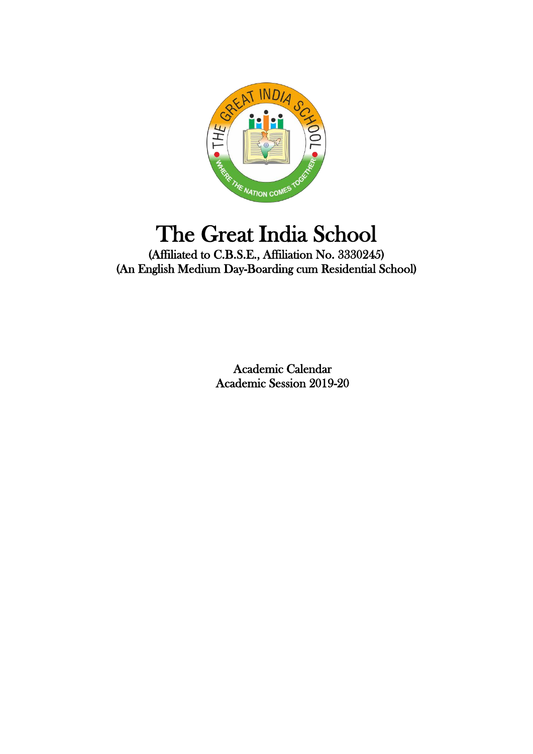# The Great India School

(Affiliated to C.B.S.E., Affiliation No. 3330245)
(An English Medium Day-Boarding cum Residential School)

Academic Calendar
Academic Session 2019-20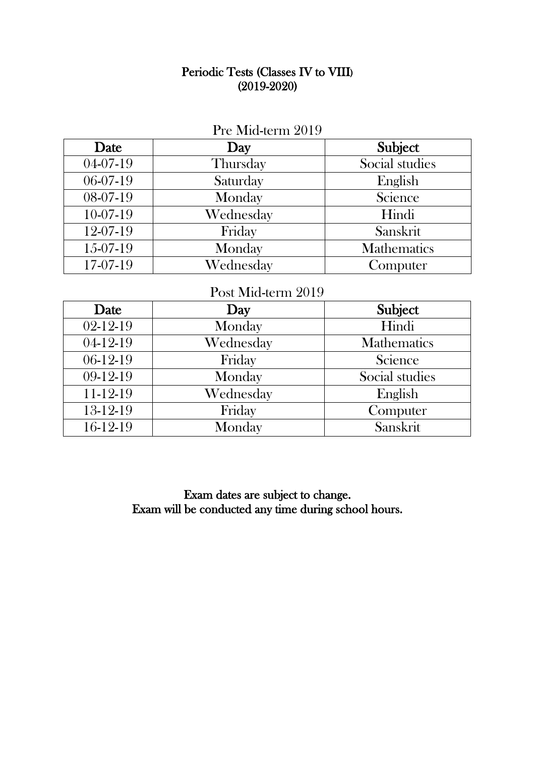# Periodic Tests (Classes IV to VIII)
# (2019-2020)

## Pre Mid-term 2019

| Date | Day | Subject |
|---|---|---|
| 04-07-19 | Thursday | Social studies |
| 06-07-19 | Saturday | English |
| 08-07-19 | Monday | Science |
| 10-07-19 | Wednesday | Hindi |
| 12-07-19 | Friday | Sanskrit |
| 15-07-19 | Monday | Mathematics |
| 17-07-19 | Wednesday | Computer |

## Post Mid-term 2019

| Date | Day | Subject |
|---|---|---|
| 02-12-19 | Monday | Hindi |
| 04-12-19 | Wednesday | Mathematics |
| 06-12-19 | Friday | Science |
| 09-12-19 | Monday | Social studies |
| 11-12-19 | Wednesday | English |
| 13-12-19 | Friday | Computer |
| 16-12-19 | Monday | Sanskrit |

**Exam dates are subject to change.**
**Exam will be conducted any time during school hours.**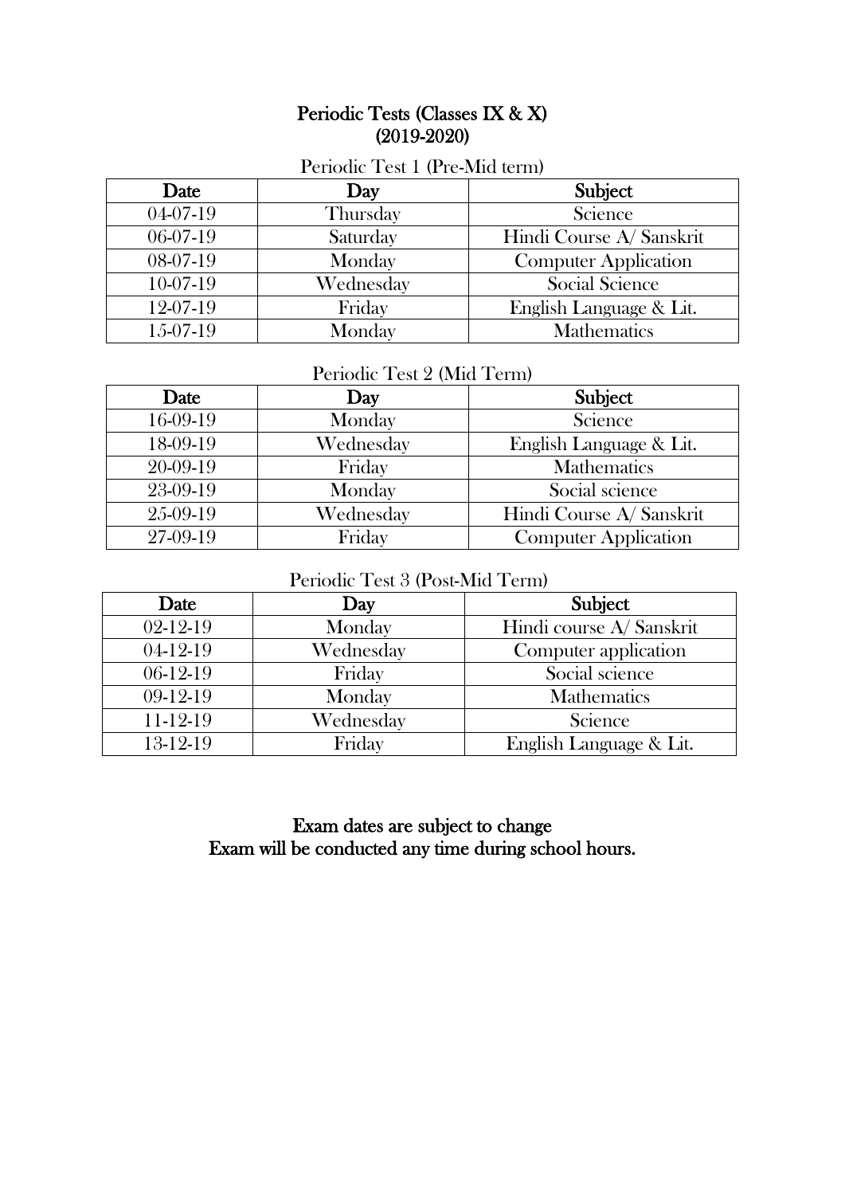# Periodic Tests (Classes IX & X)
# (2019-2020)

Periodic Test 1 (Pre-Mid term)

| Date | Day | Subject |
|---|---|---|
| 04-07-19 | Thursday | Science |
| 06-07-19 | Saturday | Hindi Course A/ Sanskrit |
| 08-07-19 | Monday | Computer Application |
| 10-07-19 | Wednesday | Social Science |
| 12-07-19 | Friday | English Language & Lit. |
| 15-07-19 | Monday | Mathematics |

Periodic Test 2 (Mid Term)

| Date | Day | Subject |
|---|---|---|
| 16-09-19 | Monday | Science |
| 18-09-19 | Wednesday | English Language & Lit. |
| 20-09-19 | Friday | Mathematics |
| 23-09-19 | Monday | Social science |
| 25-09-19 | Wednesday | Hindi Course A/ Sanskrit |
| 27-09-19 | Friday | Computer Application |

Periodic Test 3 (Post-Mid Term)

| Date | Day | Subject |
|---|---|---|
| 02-12-19 | Monday | Hindi course A/ Sanskrit |
| 04-12-19 | Wednesday | Computer application |
| 06-12-19 | Friday | Social science |
| 09-12-19 | Monday | Mathematics |
| 11-12-19 | Wednesday | Science |
| 13-12-19 | Friday | English Language & Lit. |

**Exam dates are subject to change**
**Exam will be conducted any time during school hours.**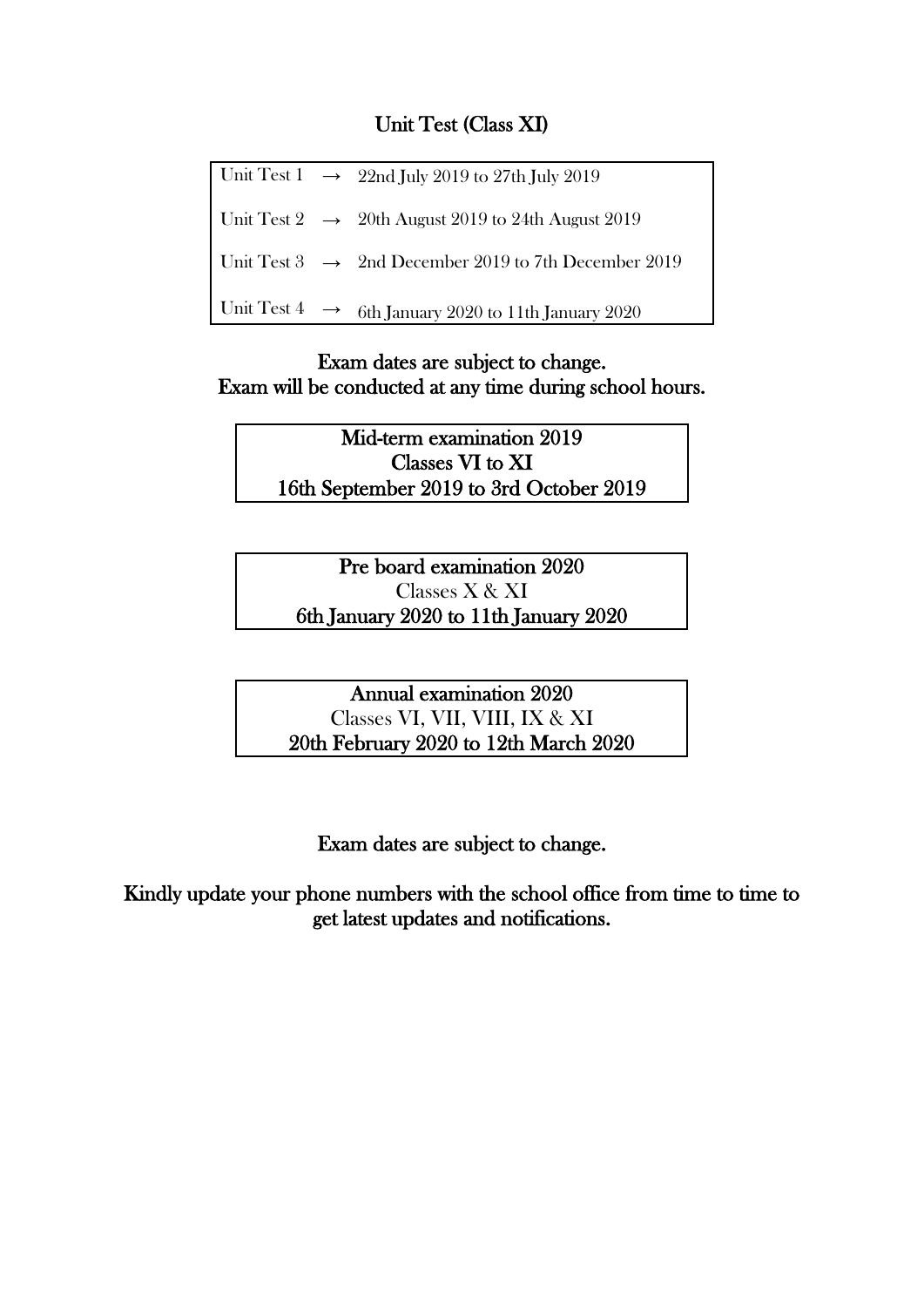## Unit Test (Class XI)

| | | |
|---|---|---|
| Unit Test 1 | → | 22nd July 2019 to 27th July 2019 |
| Unit Test 2 | → | 20th August 2019 to 24th August 2019 |
| Unit Test 3 | → | 2nd December 2019 to 7th December 2019 |
| Unit Test 4 | → | 6th January 2020 to 11th January 2020 |

**Exam dates are subject to change.**
**Exam will be conducted at any time during school hours.**

**Mid-term examination 2019**
**Classes VI to XI**
**16th September 2019 to 3rd October 2019**

**Pre board examination 2020**
Classes X & XI
**6th January 2020 to 11th January 2020**

**Annual examination 2020**
Classes VI, VII, VIII, IX & XI
**20th February 2020 to 12th March 2020**

**Exam dates are subject to change.**

**Kindly update your phone numbers with the school office from time to time to get latest updates and notifications.**